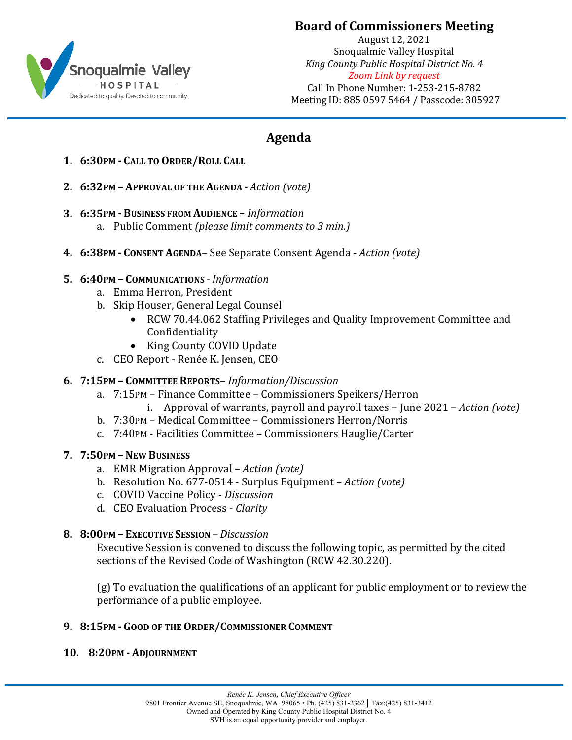# Board of Commissioners Meeting

August 12, 2021
Snoqualmie Valley Hospital
*King County Public Hospital District No. 4*
*Zoom Link by request*
Call In Phone Number: 1-253-215-8782
Meeting ID: 885 0597 5464 / Passcode: 305927

## Agenda

1. **6:30PM - CALL TO ORDER/ROLL CALL**

2. **6:32PM – APPROVAL OF THE AGENDA -** *Action (vote)*

3. **6:35PM - BUSINESS FROM AUDIENCE –** *Information*
   a. Public Comment *(please limit comments to 3 min.)*

4. **6:38PM - CONSENT AGENDA**– See Separate Consent Agenda - *Action (vote)*

5. **6:40PM – COMMUNICATIONS** - *Information*
   a. Emma Herron, President
   b. Skip Houser, General Legal Counsel
      - RCW 70.44.062 Staffing Privileges and Quality Improvement Committee and Confidentiality
      - King County COVID Update
   c. CEO Report - Renée K. Jensen, CEO

6. **7:15PM – COMMITTEE REPORTS**– *Information/Discussion*
   a. 7:15PM – Finance Committee – Commissioners Speikers/Herron
      i. Approval of warrants, payroll and payroll taxes – June 2021 – *Action (vote)*
   b. 7:30PM – Medical Committee – Commissioners Herron/Norris
   c. 7:40PM - Facilities Committee – Commissioners Hauglie/Carter

7. **7:50PM – NEW BUSINESS**
   a. EMR Migration Approval – *Action (vote)*
   b. Resolution No. 677-0514 - Surplus Equipment – *Action (vote)*
   c. COVID Vaccine Policy - *Discussion*
   d. CEO Evaluation Process - *Clarity*

8. **8:00PM – EXECUTIVE SESSION** – *Discussion*

   Executive Session is convened to discuss the following topic, as permitted by the cited sections of the Revised Code of Washington (RCW 42.30.220).

   (g) To evaluation the qualifications of an applicant for public employment or to review the performance of a public employee.

9. **8:15PM - GOOD OF THE ORDER/COMMISSIONER COMMENT**

10. **8:20PM - ADJOURNMENT**

*Renée K. Jensen, Chief Executive Officer*
9801 Frontier Avenue SE, Snoqualmie, WA 98065 • Ph. (425) 831-2362 | Fax:(425) 831-3412
Owned and Operated by King County Public Hospital District No. 4
SVH is an equal opportunity provider and employer.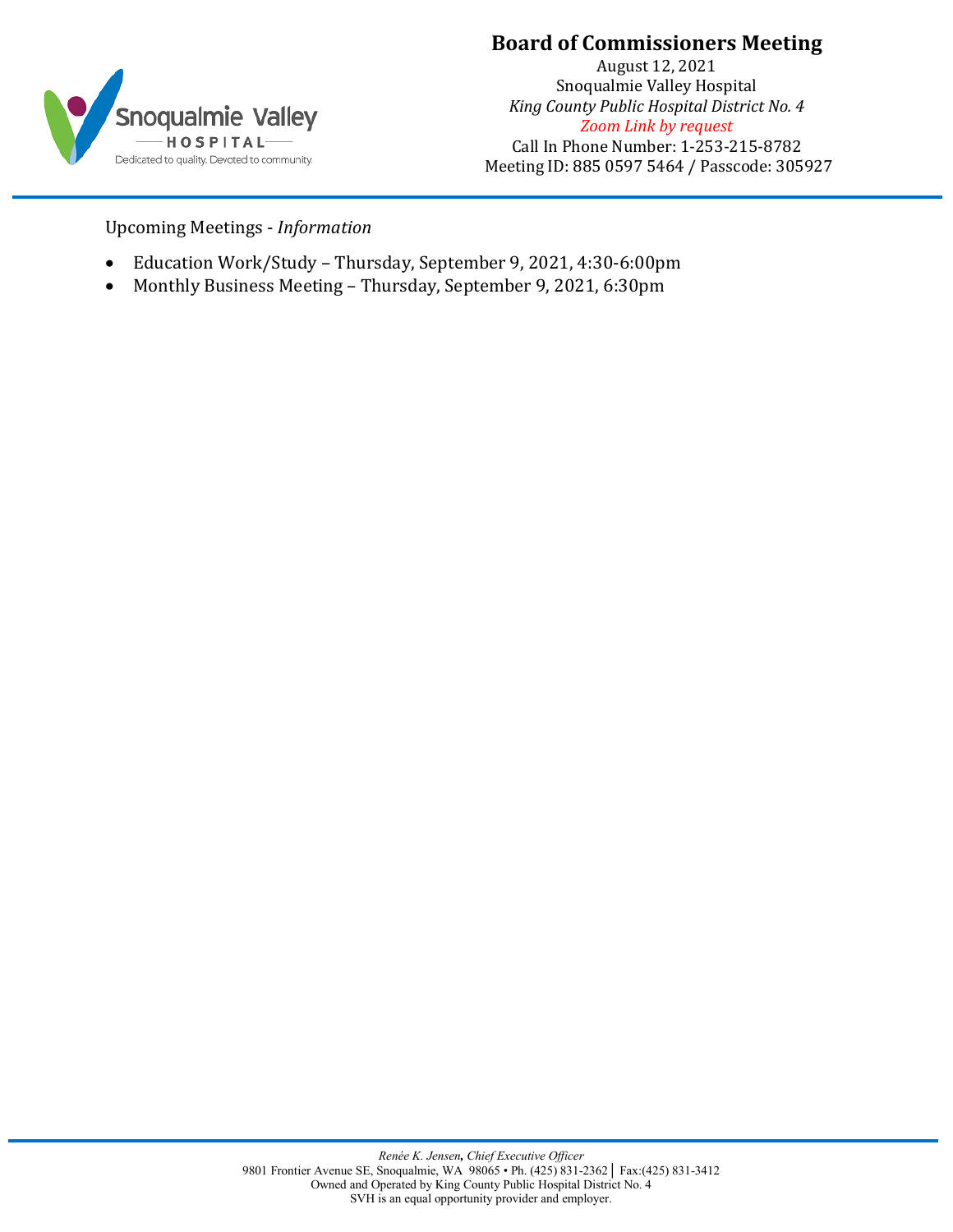Upcoming Meetings - *Information*

- Education Work/Study – Thursday, September 9, 2021, 4:30-6:00pm
- Monthly Business Meeting – Thursday, September 9, 2021, 6:30pm